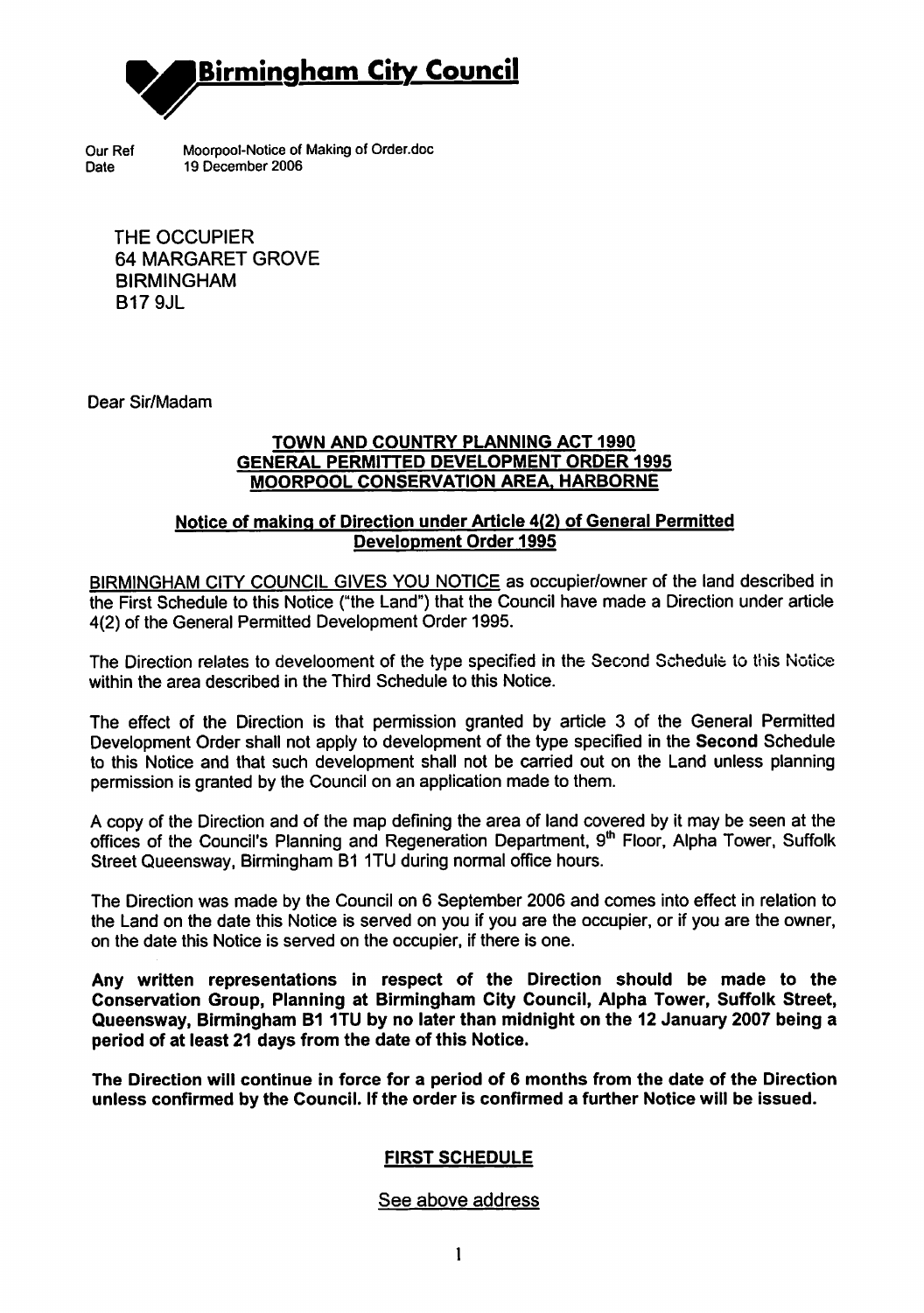**Birmingham City Council**

Our Ref Moorpool-Notice of Making of Order.doc
Date 19 December 2006

THE OCCUPIER
64 MARGARET GROVE
BIRMINGHAM
B17 9JL

Dear Sir/Madam

**TOWN AND COUNTRY PLANNING ACT 1990**
**GENERAL PERMITTED DEVELOPMENT ORDER 1995**
**MOORPOOL CONSERVATION AREA, HARBORNE**

**Notice of making of Direction under Article 4(2) of General Permitted Development Order 1995**

BIRMINGHAM CITY COUNCIL GIVES YOU NOTICE as occupier/owner of the land described in the First Schedule to this Notice ("the Land") that the Council have made a Direction under article 4(2) of the General Permitted Development Order 1995.

The Direction relates to development of the type specified in the Second Schedule to this Notice within the area described in the Third Schedule to this Notice.

The effect of the Direction is that permission granted by article 3 of the General Permitted Development Order shall not apply to development of the type specified in the **Second** Schedule to this Notice and that such development shall not be carried out on the Land unless planning permission is granted by the Council on an application made to them.

A copy of the Direction and of the map defining the area of land covered by it may be seen at the offices of the Council's Planning and Regeneration Department, 9th Floor, Alpha Tower, Suffolk Street Queensway, Birmingham B1 1TU during normal office hours.

The Direction was made by the Council on 6 September 2006 and comes into effect in relation to the Land on the date this Notice is served on you if you are the occupier, or if you are the owner, on the date this Notice is served on the occupier, if there is one.

**Any written representations in respect of the Direction should be made to the Conservation Group, Planning at Birmingham City Council, Alpha Tower, Suffolk Street, Queensway, Birmingham B1 1TU by no later than midnight on the 12 January 2007 being a period of at least 21 days from the date of this Notice.**

**The Direction will continue in force for a period of 6 months from the date of the Direction unless confirmed by the Council. If the order is confirmed a further Notice will be issued.**

**FIRST SCHEDULE**

See above address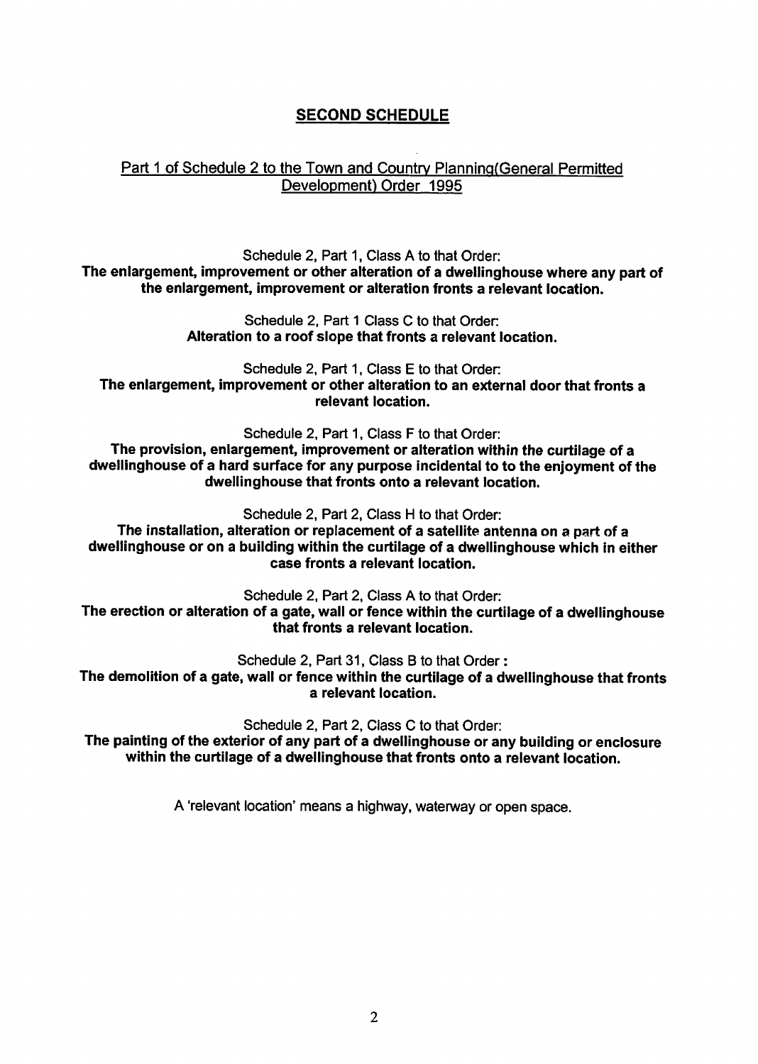## SECOND SCHEDULE

Part 1 of Schedule 2 to the Town and Country Planning(General Permitted Development) Order 1995

Schedule 2, Part 1, Class A to that Order:
**The enlargement, improvement or other alteration of a dwellinghouse where any part of the enlargement, improvement or alteration fronts a relevant location.**

Schedule 2, Part 1 Class C to that Order:
**Alteration to a roof slope that fronts a relevant location.**

Schedule 2, Part 1, Class E to that Order:
**The enlargement, improvement or other alteration to an external door that fronts a relevant location.**

Schedule 2, Part 1, Class F to that Order:
**The provision, enlargement, improvement or alteration within the curtilage of a dwellinghouse of a hard surface for any purpose incidental to to the enjoyment of the dwellinghouse that fronts onto a relevant location.**

Schedule 2, Part 2, Class H to that Order:
**The installation, alteration or replacement of a satellite antenna on a part of a dwellinghouse or on a building within the curtilage of a dwellinghouse which in either case fronts a relevant location.**

Schedule 2, Part 2, Class A to that Order:
**The erection or alteration of a gate, wall or fence within the curtilage of a dwellinghouse that fronts a relevant location.**

Schedule 2, Part 31, Class B to that Order :
**The demolition of a gate, wall or fence within the curtilage of a dwellinghouse that fronts a relevant location.**

Schedule 2, Part 2, Class C to that Order:
**The painting of the exterior of any part of a dwellinghouse or any building or enclosure within the curtilage of a dwellinghouse that fronts onto a relevant location.**

A 'relevant location' means a highway, waterway or open space.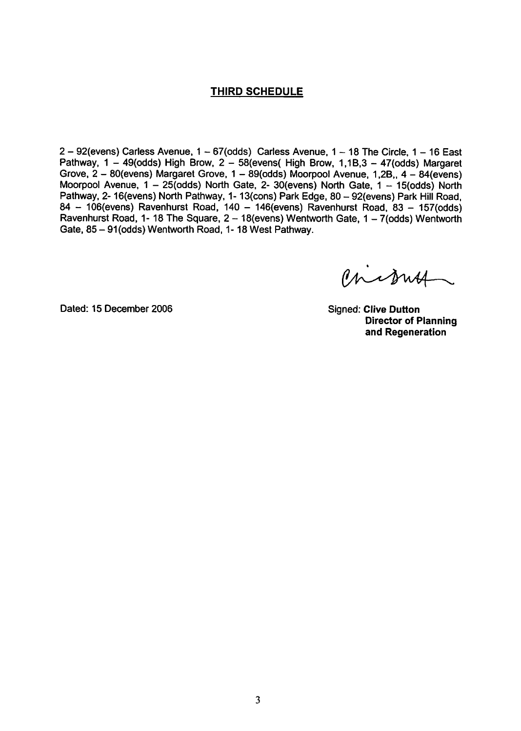## THIRD SCHEDULE

2 – 92(evens) Carless Avenue, 1 – 67(odds) Carless Avenue, 1 – 18 The Circle, 1 – 16 East Pathway, 1 – 49(odds) High Brow, 2 – 58(evens( High Brow, 1,1B,3 – 47(odds) Margaret Grove, 2 – 80(evens) Margaret Grove, 1 – 89(odds) Moorpool Avenue, 1,2B,, 4 – 84(evens) Moorpool Avenue, 1 – 25(odds) North Gate, 2- 30(evens) North Gate, 1 – 15(odds) North Pathway, 2- 16(evens) North Pathway, 1- 13(cons) Park Edge, 80 – 92(evens) Park Hill Road, 84 – 106(evens) Ravenhurst Road, 140 – 146(evens) Ravenhurst Road, 83 – 157(odds) Ravenhurst Road, 1- 18 The Square, 2 – 18(evens) Wentworth Gate, 1 – 7(odds) Wentworth Gate, 85 – 91(odds) Wentworth Road, 1- 18 West Pathway.

Dated: 15 December 2006

Signed: **Clive Dutton**
**Director of Planning and Regeneration**